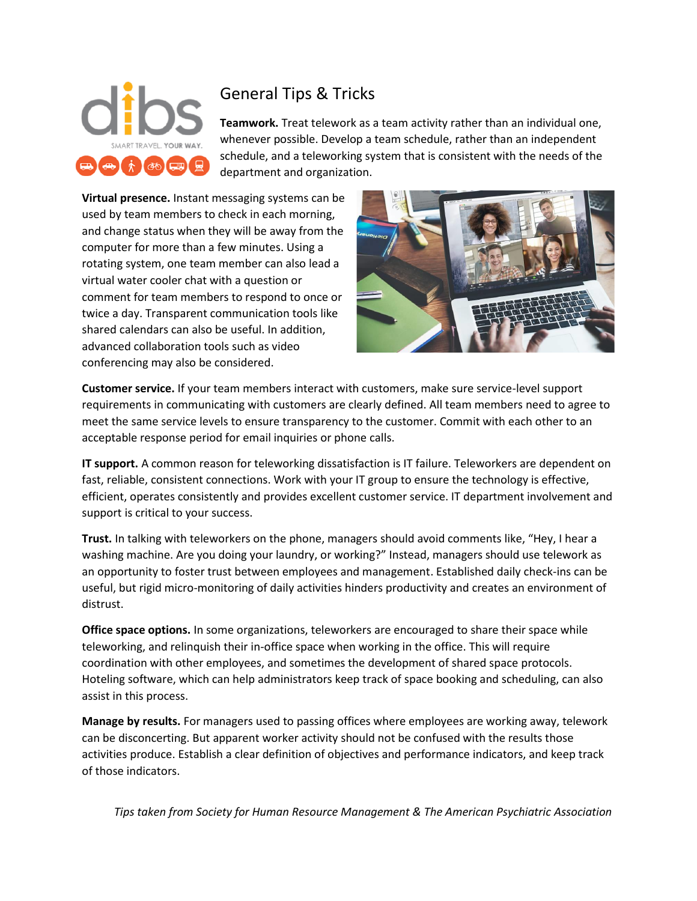# General Tips & Tricks

**Teamwork.** Treat telework as a team activity rather than an individual one, whenever possible. Develop a team schedule, rather than an independent schedule, and a teleworking system that is consistent with the needs of the department and organization.

**Virtual presence.** Instant messaging systems can be used by team members to check in each morning, and change status when they will be away from the computer for more than a few minutes. Using a rotating system, one team member can also lead a virtual water cooler chat with a question or comment for team members to respond to once or twice a day. Transparent communication tools like shared calendars can also be useful. In addition, advanced collaboration tools such as video conferencing may also be considered.

**Customer service.** If your team members interact with customers, make sure service-level support requirements in communicating with customers are clearly defined. All team members need to agree to meet the same service levels to ensure transparency to the customer. Commit with each other to an acceptable response period for email inquiries or phone calls.

**IT support.** A common reason for teleworking dissatisfaction is IT failure. Teleworkers are dependent on fast, reliable, consistent connections. Work with your IT group to ensure the technology is effective, efficient, operates consistently and provides excellent customer service. IT department involvement and support is critical to your success.

**Trust.** In talking with teleworkers on the phone, managers should avoid comments like, "Hey, I hear a washing machine. Are you doing your laundry, or working?" Instead, managers should use telework as an opportunity to foster trust between employees and management. Established daily check-ins can be useful, but rigid micro-monitoring of daily activities hinders productivity and creates an environment of distrust.

**Office space options.** In some organizations, teleworkers are encouraged to share their space while teleworking, and relinquish their in-office space when working in the office. This will require coordination with other employees, and sometimes the development of shared space protocols. Hoteling software, which can help administrators keep track of space booking and scheduling, can also assist in this process.

**Manage by results.** For managers used to passing offices where employees are working away, telework can be disconcerting. But apparent worker activity should not be confused with the results those activities produce. Establish a clear definition of objectives and performance indicators, and keep track of those indicators.

*Tips taken from Society for Human Resource Management & The American Psychiatric Association*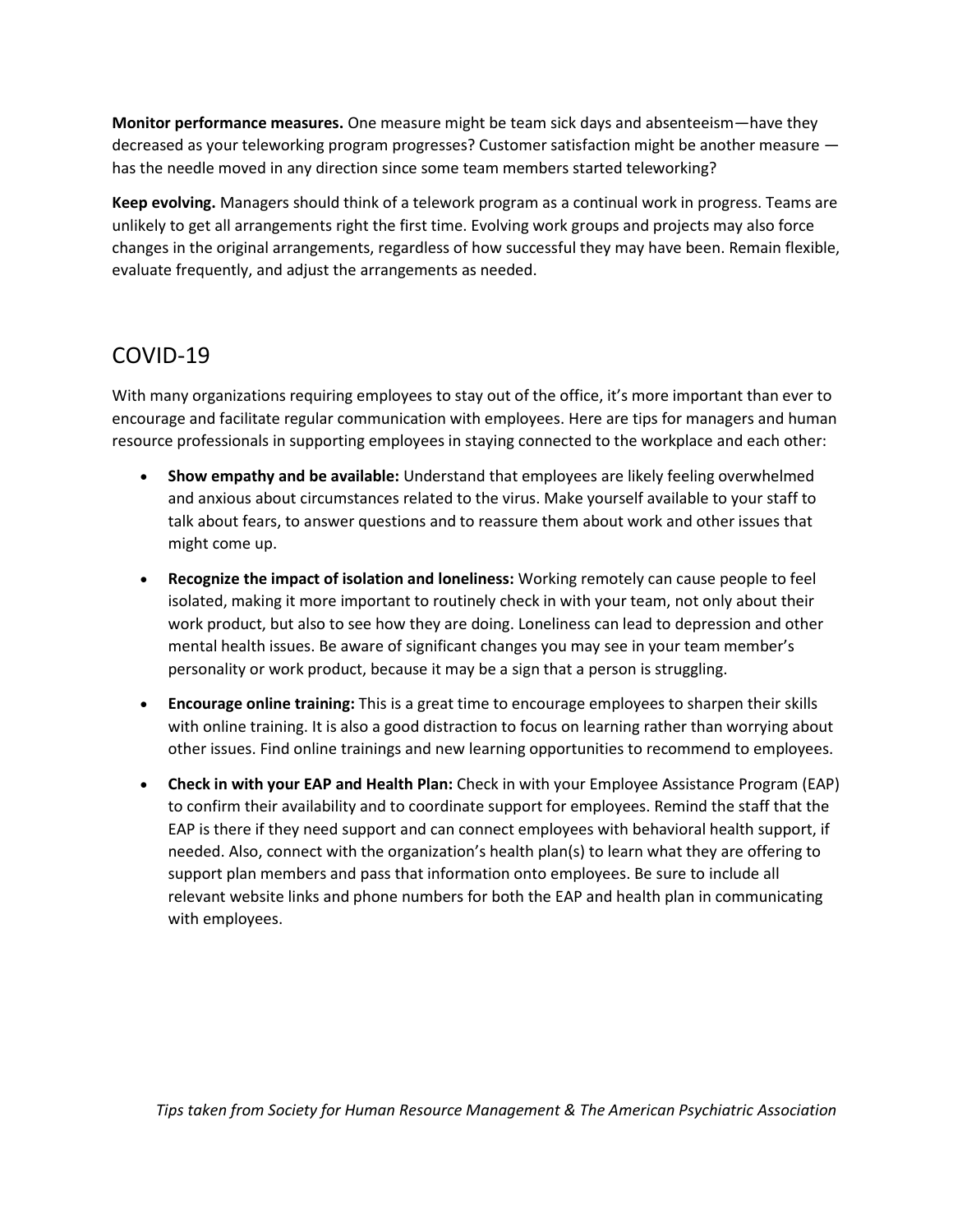**Monitor performance measures.** One measure might be team sick days and absenteeism—have they decreased as your teleworking program progresses? Customer satisfaction might be another measure — has the needle moved in any direction since some team members started teleworking?

**Keep evolving.** Managers should think of a telework program as a continual work in progress. Teams are unlikely to get all arrangements right the first time. Evolving work groups and projects may also force changes in the original arrangements, regardless of how successful they may have been. Remain flexible, evaluate frequently, and adjust the arrangements as needed.

## COVID-19

With many organizations requiring employees to stay out of the office, it's more important than ever to encourage and facilitate regular communication with employees. Here are tips for managers and human resource professionals in supporting employees in staying connected to the workplace and each other:

- **Show empathy and be available:** Understand that employees are likely feeling overwhelmed and anxious about circumstances related to the virus. Make yourself available to your staff to talk about fears, to answer questions and to reassure them about work and other issues that might come up.
- **Recognize the impact of isolation and loneliness:** Working remotely can cause people to feel isolated, making it more important to routinely check in with your team, not only about their work product, but also to see how they are doing. Loneliness can lead to depression and other mental health issues. Be aware of significant changes you may see in your team member's personality or work product, because it may be a sign that a person is struggling.
- **Encourage online training:** This is a great time to encourage employees to sharpen their skills with online training. It is also a good distraction to focus on learning rather than worrying about other issues. Find online trainings and new learning opportunities to recommend to employees.
- **Check in with your EAP and Health Plan:** Check in with your Employee Assistance Program (EAP) to confirm their availability and to coordinate support for employees. Remind the staff that the EAP is there if they need support and can connect employees with behavioral health support, if needed. Also, connect with the organization's health plan(s) to learn what they are offering to support plan members and pass that information onto employees. Be sure to include all relevant website links and phone numbers for both the EAP and health plan in communicating with employees.

*Tips taken from Society for Human Resource Management & The American Psychiatric Association*